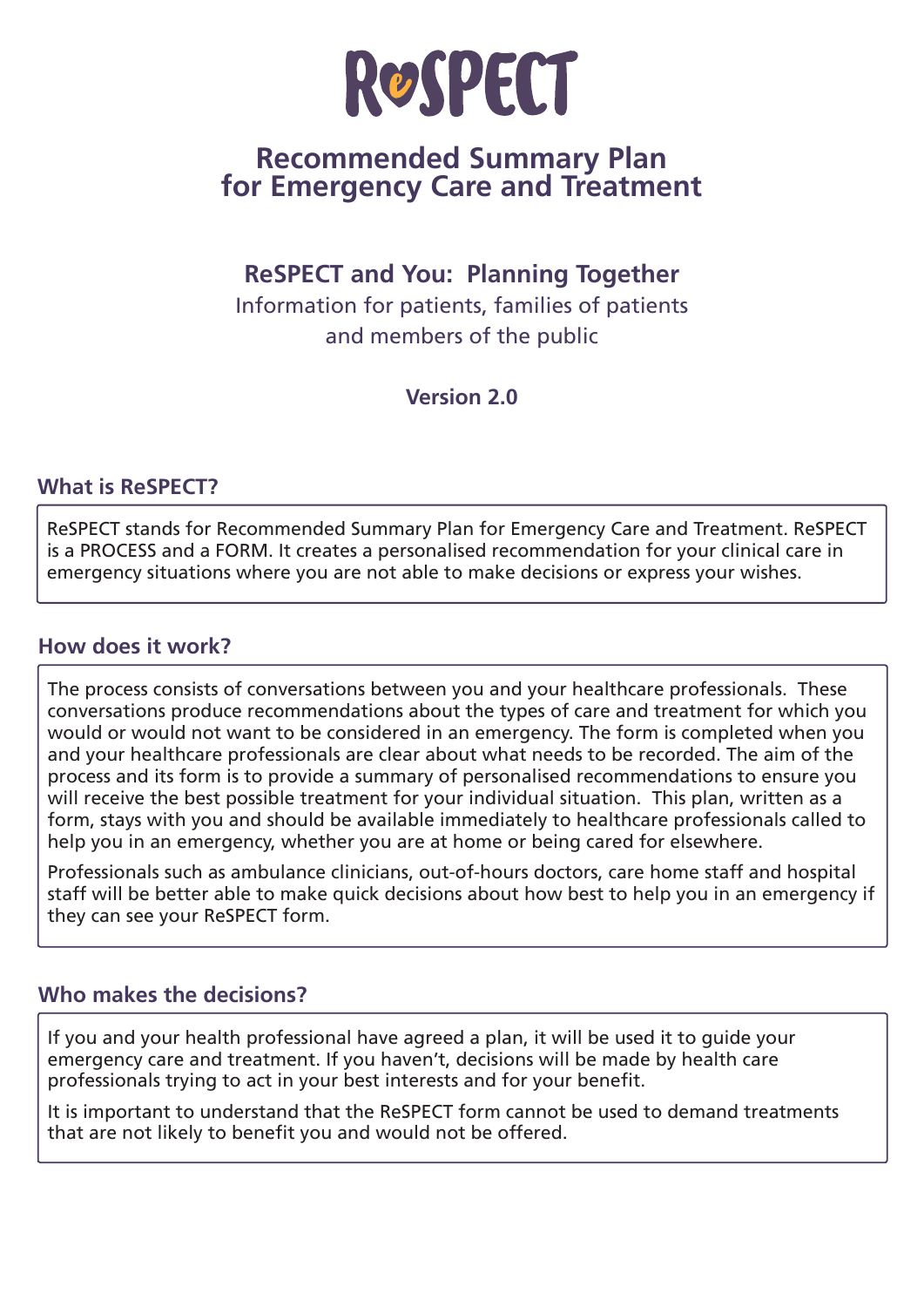# ReSPECT

## Recommended Summary Plan for Emergency Care and Treatment

### ReSPECT and You: Planning Together

Information for patients, families of patients and members of the public

**Version 2.0**

### What is ReSPECT?

ReSPECT stands for Recommended Summary Plan for Emergency Care and Treatment. ReSPECT is a PROCESS and a FORM. It creates a personalised recommendation for your clinical care in emergency situations where you are not able to make decisions or express your wishes.

### How does it work?

The process consists of conversations between you and your healthcare professionals. These conversations produce recommendations about the types of care and treatment for which you would or would not want to be considered in an emergency. The form is completed when you and your healthcare professionals are clear about what needs to be recorded. The aim of the process and its form is to provide a summary of personalised recommendations to ensure you will receive the best possible treatment for your individual situation. This plan, written as a form, stays with you and should be available immediately to healthcare professionals called to help you in an emergency, whether you are at home or being cared for elsewhere.

Professionals such as ambulance clinicians, out-of-hours doctors, care home staff and hospital staff will be better able to make quick decisions about how best to help you in an emergency if they can see your ReSPECT form.

### Who makes the decisions?

If you and your health professional have agreed a plan, it will be used it to guide your emergency care and treatment. If you haven't, decisions will be made by health care professionals trying to act in your best interests and for your benefit.

It is important to understand that the ReSPECT form cannot be used to demand treatments that are not likely to benefit you and would not be offered.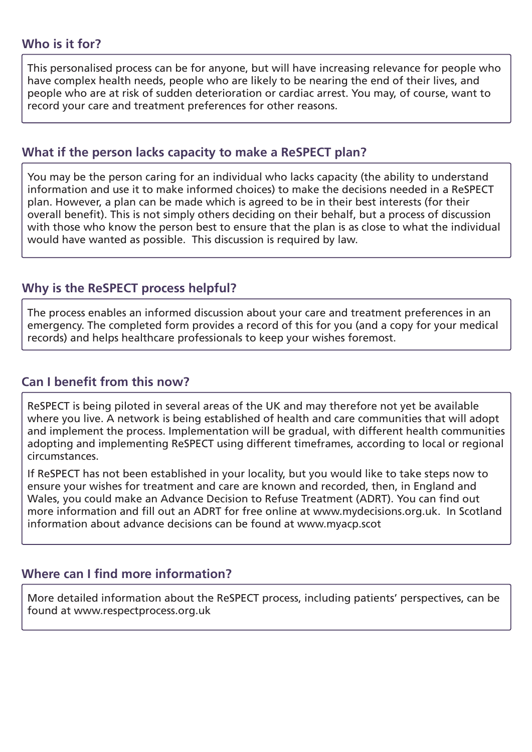## Who is it for?

This personalised process can be for anyone, but will have increasing relevance for people who have complex health needs, people who are likely to be nearing the end of their lives, and people who are at risk of sudden deterioration or cardiac arrest. You may, of course, want to record your care and treatment preferences for other reasons.

## What if the person lacks capacity to make a ReSPECT plan?

You may be the person caring for an individual who lacks capacity (the ability to understand information and use it to make informed choices) to make the decisions needed in a ReSPECT plan. However, a plan can be made which is agreed to be in their best interests (for their overall benefit). This is not simply others deciding on their behalf, but a process of discussion with those who know the person best to ensure that the plan is as close to what the individual would have wanted as possible. This discussion is required by law.

## Why is the ReSPECT process helpful?

The process enables an informed discussion about your care and treatment preferences in an emergency. The completed form provides a record of this for you (and a copy for your medical records) and helps healthcare professionals to keep your wishes foremost.

## Can I benefit from this now?

ReSPECT is being piloted in several areas of the UK and may therefore not yet be available where you live. A network is being established of health and care communities that will adopt and implement the process. Implementation will be gradual, with different health communities adopting and implementing ReSPECT using different timeframes, according to local or regional circumstances.

If ReSPECT has not been established in your locality, but you would like to take steps now to ensure your wishes for treatment and care are known and recorded, then, in England and Wales, you could make an Advance Decision to Refuse Treatment (ADRT). You can find out more information and fill out an ADRT for free online at www.mydecisions.org.uk. In Scotland information about advance decisions can be found at www.myacp.scot

## Where can I find more information?

More detailed information about the ReSPECT process, including patients' perspectives, can be found at www.respectprocess.org.uk